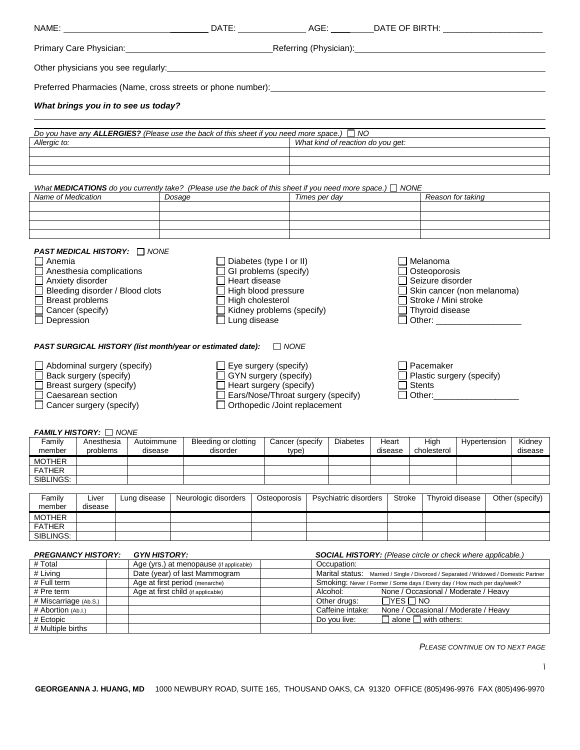NAME: ________________________ DATE: ______________ AGE: ____ DATE OF BIRTH: ____________________

Primary Care Physician: ______________________________ Referring (Physician): ______________________________

Other physicians you see regularly: ______________________________________________________________

Preferred Pharmacies (Name, cross streets or phone number): _______________________________________

***What brings you in to see us today?***

______________________________________________________________________________________

*Do you have any **ALLERGIES?** (Please use the back of this sheet if you need more space.)* ☐ *NO*

| *Allergic to:* | *What kind of reaction do you get:* |
|---|---|
| | |
| | |
| | |

*What **MEDICATIONS** do you currently take? (Please use the back of this sheet if you need more space.)* ☐ *NONE*

| *Name of Medication* | *Dosage* | *Times per day* | *Reason for taking* |
|---|---|---|---|
| | | | |
| | | | |
| | | | |
| | | | |

***PAST MEDICAL HISTORY:*** ☐ *NONE*

- ☐ Anemia
- ☐ Anesthesia complications
- ☐ Anxiety disorder
- ☐ Bleeding disorder / Blood clots
- ☐ Breast problems
- ☐ Cancer (specify)
- ☐ Depression
- ☐ Diabetes (type I or II)
- ☐ GI problems (specify)
- ☐ Heart disease
- ☐ High blood pressure
- ☐ High cholesterol
- ☐ Kidney problems (specify)
- ☐ Lung disease
- ☐ Melanoma
- ☐ Osteoporosis
- ☐ Seizure disorder
- ☐ Skin cancer (non melanoma)
- ☐ Stroke / Mini stroke
- ☐ Thyroid disease
- ☐ Other: __________________

***PAST SURGICAL HISTORY (list month/year or estimated date):*** ☐ *NONE*

- ☐ Abdominal surgery (specify)
- ☐ Back surgery (specify)
- ☐ Breast surgery (specify)
- ☐ Caesarean section
- ☐ Cancer surgery (specify)
- ☐ Eye surgery (specify)
- ☐ GYN surgery (specify)
- ☐ Heart surgery (specify)
- ☐ Ears/Nose/Throat surgery (specify)
- ☐ Orthopedic /Joint replacement
- ☐ Pacemaker
- ☐ Plastic surgery (specify)
- ☐ Stents
- ☐ Other: __________________

***FAMILY HISTORY:*** ☐ *NONE*

| Family member | Anesthesia problems | Autoimmune disease | Bleeding or clotting disorder | Cancer (specify type) | Diabetes | Heart disease | High cholesterol | Hypertension | Kidney disease |
|---|---|---|---|---|---|---|---|---|---|
| MOTHER | | | | | | | | | |
| FATHER | | | | | | | | | |
| SIBLINGS: | | | | | | | | | |

| Family member | Liver disease | Lung disease | Neurologic disorders | Osteoporosis | Psychiatric disorders | Stroke | Thyroid disease | Other (specify) |
|---|---|---|---|---|---|---|---|---|
| MOTHER | | | | | | | | |
| FATHER | | | | | | | | |
| SIBLINGS: | | | | | | | | |

| ***PREGNANCY HISTORY:*** | | ***GYN HISTORY:*** | | ***SOCIAL HISTORY:*** *(Please circle or check where applicable.)* |
|---|---|---|---|---|
| # Total | | Age (yrs.) at menopause (if applicable) | | Occupation: |
| # Living | | Date (year) of last Mammogram | | Marital status: Married / Single / Divorced / Separated / Widowed / Domestic Partner |
| # Full term | | Age at first period (menarche) | | Smoking: Never / Former / Some days / Every day / How much per day/week? |
| # Pre term | | Age at first child (if applicable) | | Alcohol: None / Occasional / Moderate / Heavy |
| # Miscarriage (Ab.S.) | | | | Other drugs: ☐ YES ☐ NO |
| # Abortion (Ab.I.) | | | | Caffeine intake: None / Occasional / Moderate / Heavy |
| # Ectopic | | | | Do you live: ☐ alone ☐ with others: |
| # Multiple births | | | | |

*PLEASE CONTINUE ON TO NEXT PAGE*

**GEORGEANNA J. HUANG, MD** 1000 NEWBURY ROAD, SUITE 165, THOUSAND OAKS, CA 91320 OFFICE (805)496-9976 FAX (805)496-9970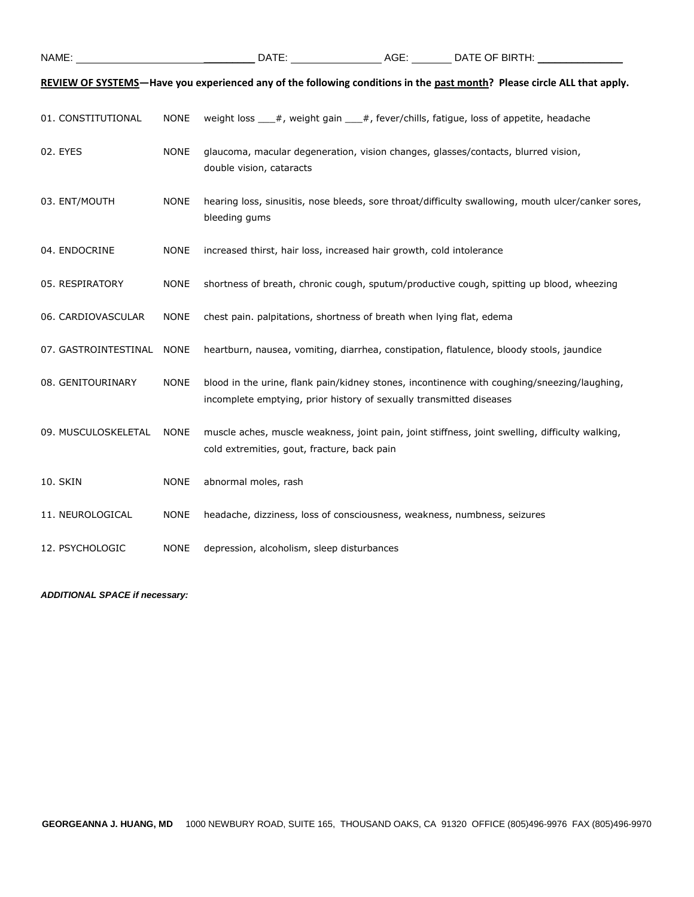NAME: ______________________________ DATE: ________________ AGE: ________ DATE OF BIRTH: ______________

**<u>REVIEW OF SYSTEMS</u>—Have you experienced any of the following conditions in the <u>past month</u>? Please circle ALL that apply.**

| | | |
|---|---|---|
| 01. CONSTITUTIONAL | NONE | weight loss ___#, weight gain ___#, fever/chills, fatigue, loss of appetite, headache |
| 02. EYES | NONE | glaucoma, macular degeneration, vision changes, glasses/contacts, blurred vision, double vision, cataracts |
| 03. ENT/MOUTH | NONE | hearing loss, sinusitis, nose bleeds, sore throat/difficulty swallowing, mouth ulcer/canker sores, bleeding gums |
| 04. ENDOCRINE | NONE | increased thirst, hair loss, increased hair growth, cold intolerance |
| 05. RESPIRATORY | NONE | shortness of breath, chronic cough, sputum/productive cough, spitting up blood, wheezing |
| 06. CARDIOVASCULAR | NONE | chest pain. palpitations, shortness of breath when lying flat, edema |
| 07. GASTROINTESTINAL | NONE | heartburn, nausea, vomiting, diarrhea, constipation, flatulence, bloody stools, jaundice |
| 08. GENITOURINARY | NONE | blood in the urine, flank pain/kidney stones, incontinence with coughing/sneezing/laughing, incomplete emptying, prior history of sexually transmitted diseases |
| 09. MUSCULOSKELETAL | NONE | muscle aches, muscle weakness, joint pain, joint stiffness, joint swelling, difficulty walking, cold extremities, gout, fracture, back pain |
| 10. SKIN | NONE | abnormal moles, rash |
| 11. NEUROLOGICAL | NONE | headache, dizziness, loss of consciousness, weakness, numbness, seizures |
| 12. PSYCHOLOGIC | NONE | depression, alcoholism, sleep disturbances |

***ADDITIONAL SPACE if necessary:***

**GEORGEANNA J. HUANG, MD** 1000 NEWBURY ROAD, SUITE 165, THOUSAND OAKS, CA 91320 OFFICE (805)496-9976 FAX (805)496-9970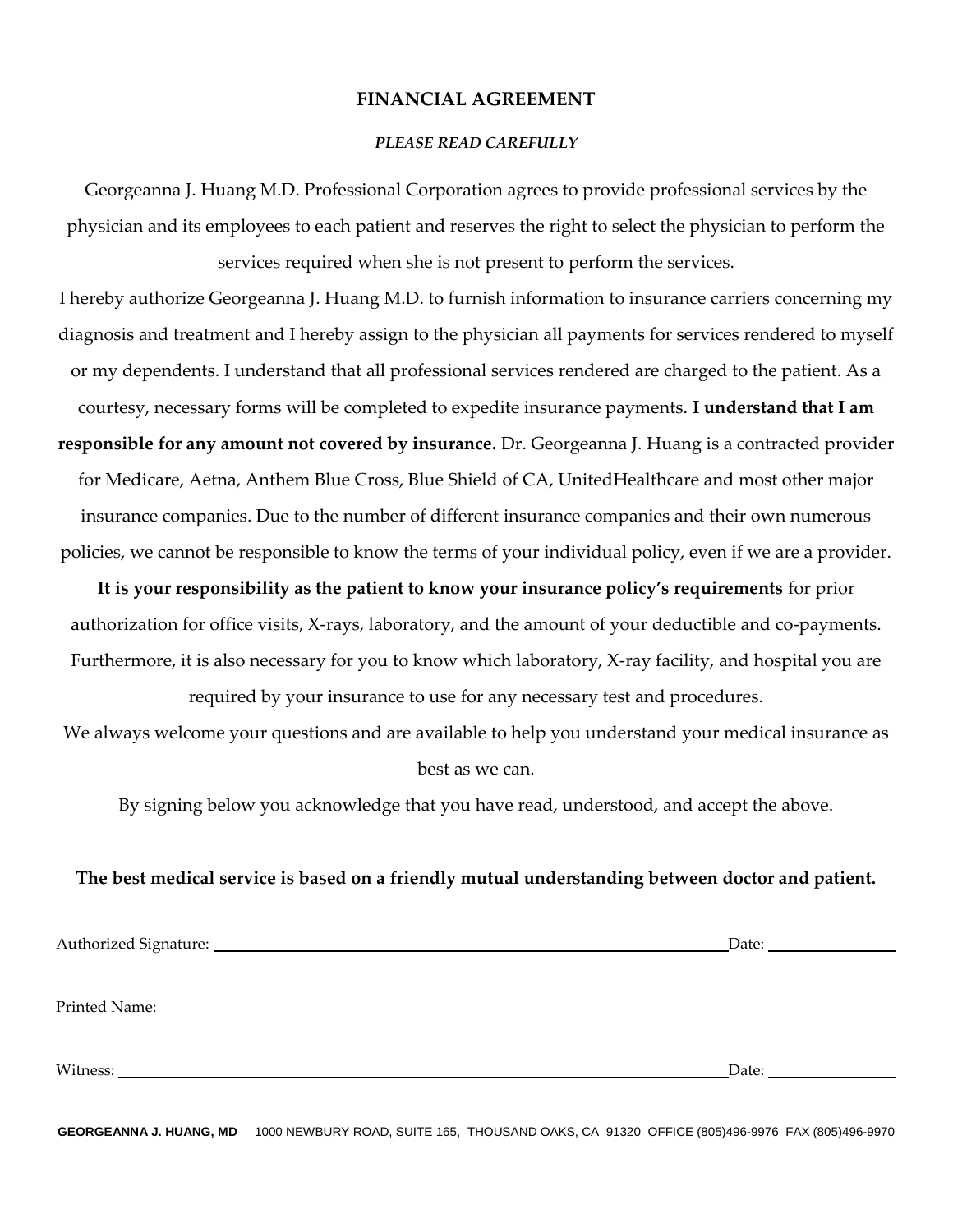# FINANCIAL AGREEMENT

***PLEASE READ CAREFULLY***

Georgeanna J. Huang M.D. Professional Corporation agrees to provide professional services by the physician and its employees to each patient and reserves the right to select the physician to perform the services required when she is not present to perform the services.

I hereby authorize Georgeanna J. Huang M.D. to furnish information to insurance carriers concerning my diagnosis and treatment and I hereby assign to the physician all payments for services rendered to myself or my dependents. I understand that all professional services rendered are charged to the patient. As a courtesy, necessary forms will be completed to expedite insurance payments. **I understand that I am responsible for any amount not covered by insurance.** Dr. Georgeanna J. Huang is a contracted provider for Medicare, Aetna, Anthem Blue Cross, Blue Shield of CA, UnitedHealthcare and most other major insurance companies. Due to the number of different insurance companies and their own numerous policies, we cannot be responsible to know the terms of your individual policy, even if we are a provider. **It is your responsibility as the patient to know your insurance policy's requirements** for prior authorization for office visits, X-rays, laboratory, and the amount of your deductible and co-payments. Furthermore, it is also necessary for you to know which laboratory, X-ray facility, and hospital you are required by your insurance to use for any necessary test and procedures.

We always welcome your questions and are available to help you understand your medical insurance as best as we can.

By signing below you acknowledge that you have read, understood, and accept the above.

**The best medical service is based on a friendly mutual understanding between doctor and patient.**

Authorized Signature: ____________________________________________ Date: ______________

Printed Name: ____________________________________________________________

Witness: ________________________________________________________ Date: ______________

**GEORGEANNA J. HUANG, MD** 1000 NEWBURY ROAD, SUITE 165, THOUSAND OAKS, CA 91320 OFFICE (805)496-9976 FAX (805)496-9970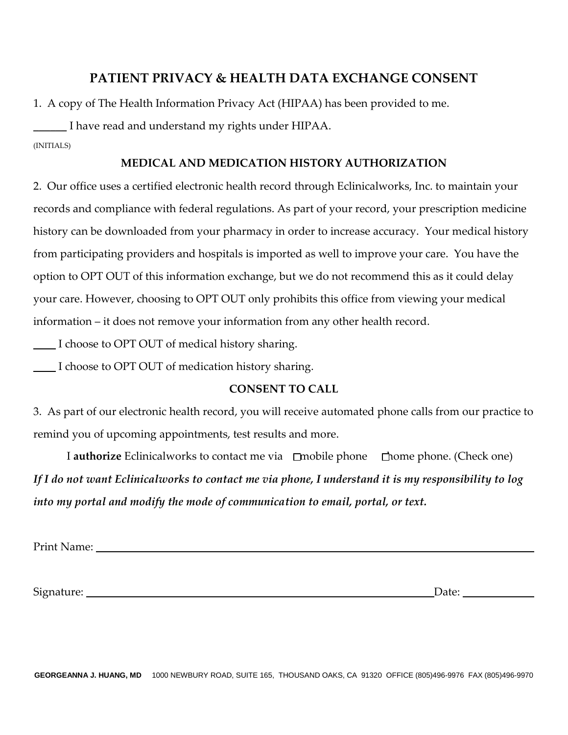# PATIENT PRIVACY & HEALTH DATA EXCHANGE CONSENT

1. A copy of The Health Information Privacy Act (HIPAA) has been provided to me.

______ I have read and understand my rights under HIPAA.

(INITIALS)

## MEDICAL AND MEDICATION HISTORY AUTHORIZATION

2. Our office uses a certified electronic health record through Eclinicalworks, Inc. to maintain your records and compliance with federal regulations. As part of your record, your prescription medicine history can be downloaded from your pharmacy in order to increase accuracy. Your medical history from participating providers and hospitals is imported as well to improve your care. You have the option to OPT OUT of this information exchange, but we do not recommend this as it could delay your care. However, choosing to OPT OUT only prohibits this office from viewing your medical information – it does not remove your information from any other health record.

____ I choose to OPT OUT of medical history sharing.

____ I choose to OPT OUT of medication history sharing.

## CONSENT TO CALL

3. As part of our electronic health record, you will receive automated phone calls from our practice to remind you of upcoming appointments, test results and more.

I **authorize** Eclinicalworks to contact me via ☐ mobile phone ☐ home phone. (Check one)

***If I do not want Eclinicalworks to contact me via phone, I understand it is my responsibility to log into my portal and modify the mode of communication to email, portal, or text.***

Print Name: ______________________________________________

Signature: ______________________________________ Date: ____________

**GEORGEANNA J. HUANG, MD** 1000 NEWBURY ROAD, SUITE 165, THOUSAND OAKS, CA 91320 OFFICE (805)496-9976 FAX (805)496-9970